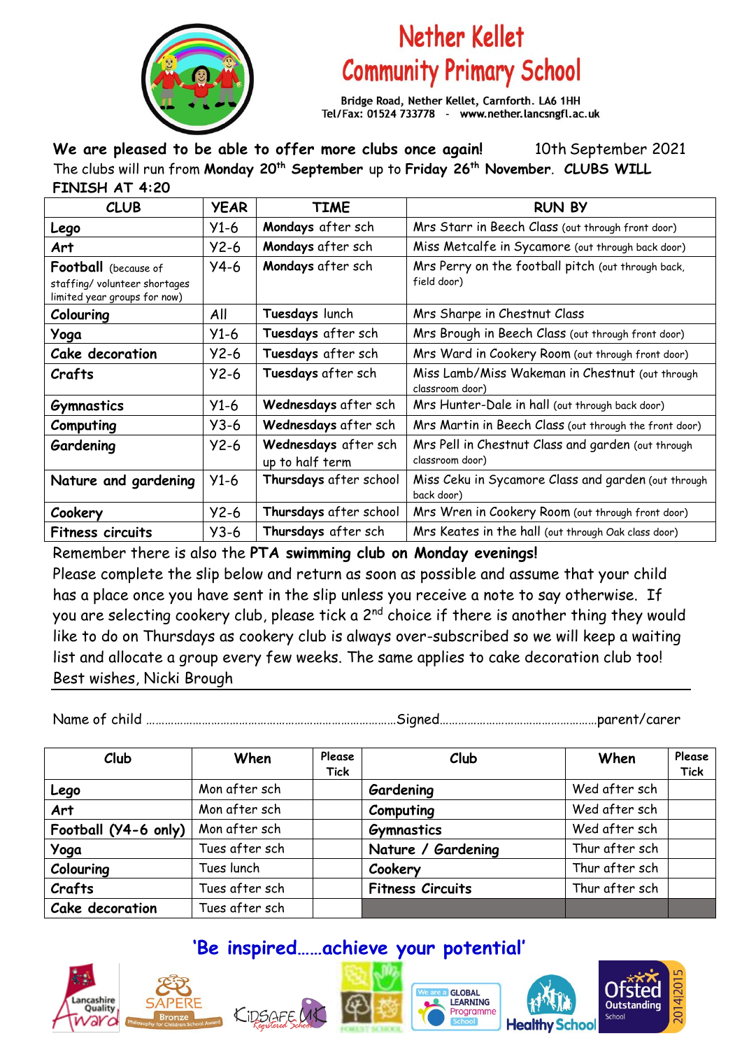# Nether Kellet Community Primary School

Bridge Road, Nether Kellet, Carnforth. LA6 1HH
Tel/Fax: 01524 733778 - www.nether.lancsngfl.ac.uk

**We are pleased to be able to offer more clubs once again!** 10th September 2021

The clubs will run from **Monday 20th September** up to **Friday 26th November**. **CLUBS WILL FINISH AT 4:20**

| CLUB | YEAR | TIME | RUN BY |
|---|---|---|---|
| **Lego** | Y1-6 | **Mondays** after sch | Mrs Starr in Beech Class (out through front door) |
| **Art** | Y2-6 | **Mondays** after sch | Miss Metcalfe in Sycamore (out through back door) |
| **Football** (because of staffing/ volunteer shortages limited year groups for now) | Y4-6 | **Mondays** after sch | Mrs Perry on the football pitch (out through back, field door) |
| **Colouring** | All | **Tuesdays** lunch | Mrs Sharpe in Chestnut Class |
| **Yoga** | Y1-6 | **Tuesdays** after sch | Mrs Brough in Beech Class (out through front door) |
| **Cake decoration** | Y2-6 | **Tuesdays** after sch | Mrs Ward in Cookery Room (out through front door) |
| **Crafts** | Y2-6 | **Tuesdays** after sch | Miss Lamb/Miss Wakeman in Chestnut (out through classroom door) |
| **Gymnastics** | Y1-6 | **Wednesdays** after sch | Mrs Hunter-Dale in hall (out through back door) |
| **Computing** | Y3-6 | **Wednesdays** after sch | Mrs Martin in Beech Class (out through the front door) |
| **Gardening** | Y2-6 | **Wednesdays** after sch up to half term | Mrs Pell in Chestnut Class and garden (out through classroom door) |
| **Nature and gardening** | Y1-6 | **Thursdays** after school | Miss Ceku in Sycamore Class and garden (out through back door) |
| **Cookery** | Y2-6 | **Thursdays** after school | Mrs Wren in Cookery Room (out through front door) |
| **Fitness circuits** | Y3-6 | **Thursdays** after sch | Mrs Keates in the hall (out through Oak class door) |

Remember there is also the **PTA swimming club on Monday evenings!**

Please complete the slip below and return as soon as possible and assume that your child has a place once you have sent in the slip unless you receive a note to say otherwise. If you are selecting cookery club, please tick a 2nd choice if there is another thing they would like to do on Thursdays as cookery club is always over-subscribed so we will keep a waiting list and allocate a group every few weeks. The same applies to cake decoration club too!

Best wishes, Nicki Brough

---

Name of child ……………………………………………………………………………Signed……………………………………………parent/carer

| Club | When | Please Tick | Club | When | Please Tick |
|---|---|---|---|---|---|
| **Lego** | Mon after sch | | **Gardening** | Wed after sch | |
| **Art** | Mon after sch | | **Computing** | Wed after sch | |
| **Football (Y4-6 only)** | Mon after sch | | **Gymnastics** | Wed after sch | |
| **Yoga** | Tues after sch | | **Nature / Gardening** | Thur after sch | |
| **Colouring** | Tues lunch | | **Cookery** | Thur after sch | |
| **Crafts** | Tues after sch | | **Fitness Circuits** | Thur after sch | |
| **Cake decoration** | Tues after sch | | | | |

**'Be inspired……achieve your potential'**